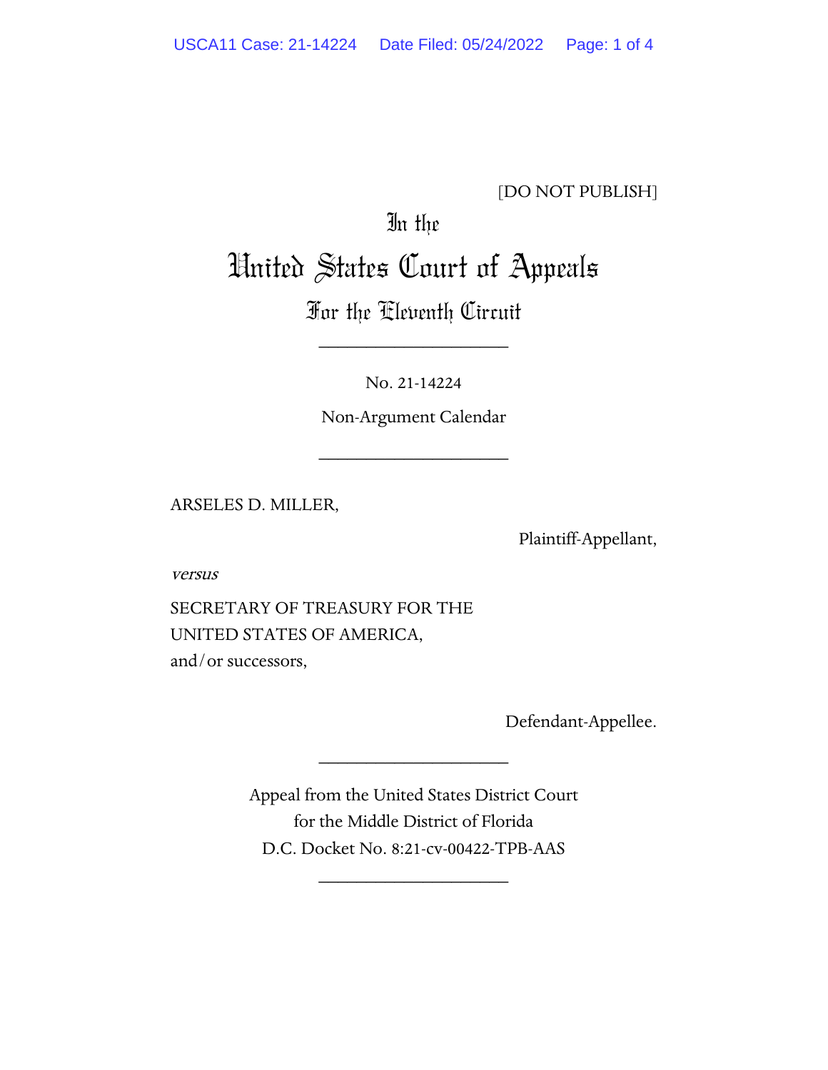[DO NOT PUBLISH]

# In the United States Court of Appeals For the Eleventh Circuit

____________________

No. 21-14224

Non-Argument Calendar

____________________

ARSELES D. MILLER,

Plaintiff-Appellant,

*versus*

SECRETARY OF TREASURY FOR THE UNITED STATES OF AMERICA, and/or successors,

Defendant-Appellee.

____________________

Appeal from the United States District Court for the Middle District of Florida
D.C. Docket No. 8:21-cv-00422-TPB-AAS

____________________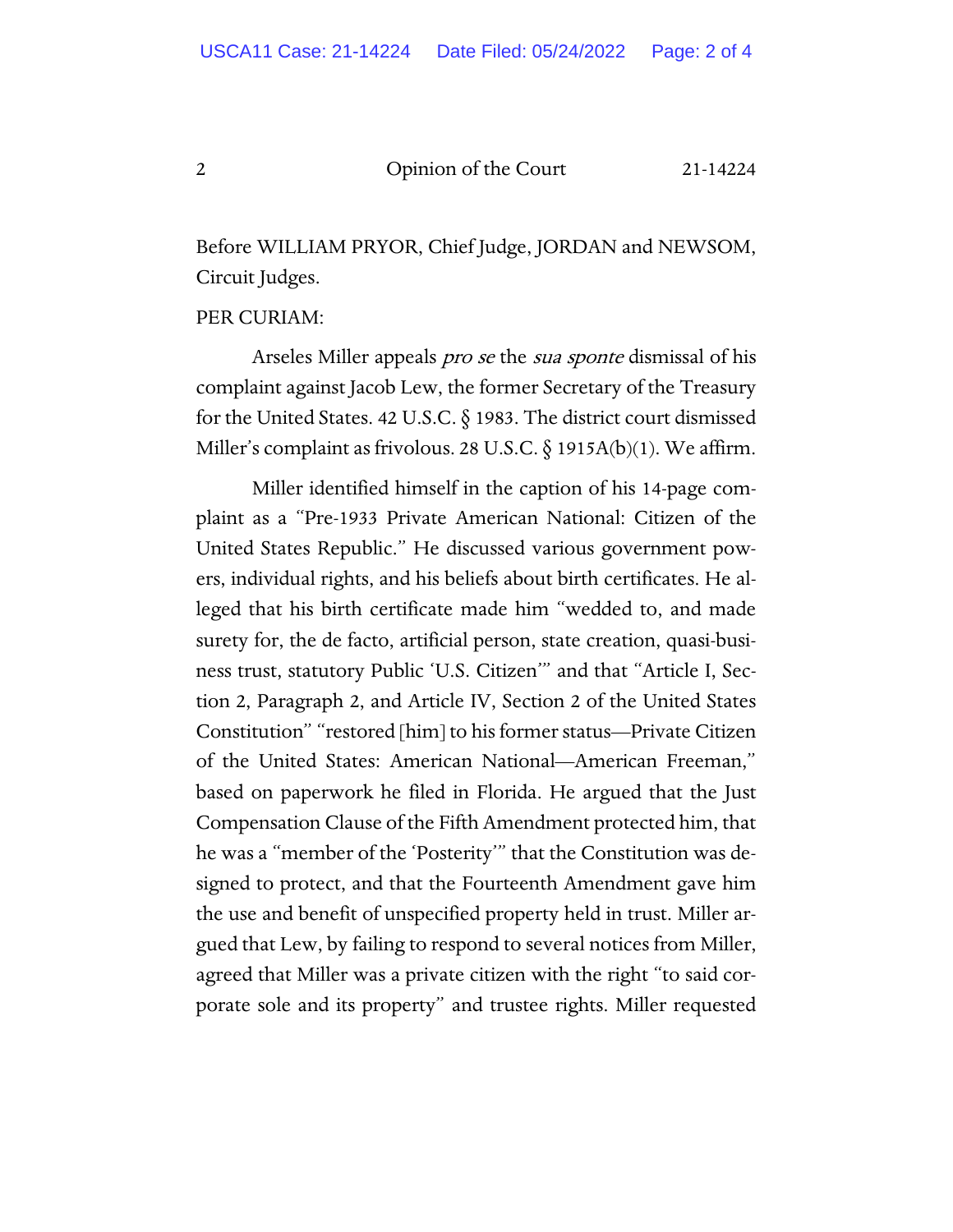Before WILLIAM PRYOR, Chief Judge, JORDAN and NEWSOM, Circuit Judges.

PER CURIAM:

Arseles Miller appeals *pro se* the *sua sponte* dismissal of his complaint against Jacob Lew, the former Secretary of the Treasury for the United States. 42 U.S.C. § 1983. The district court dismissed Miller's complaint as frivolous. 28 U.S.C. § 1915A(b)(1). We affirm.

Miller identified himself in the caption of his 14-page complaint as a "Pre-1933 Private American National: Citizen of the United States Republic." He discussed various government powers, individual rights, and his beliefs about birth certificates. He alleged that his birth certificate made him "wedded to, and made surety for, the de facto, artificial person, state creation, quasi-business trust, statutory Public 'U.S. Citizen'" and that "Article I, Section 2, Paragraph 2, and Article IV, Section 2 of the United States Constitution" "restored [him] to his former status—Private Citizen of the United States: American National—American Freeman," based on paperwork he filed in Florida. He argued that the Just Compensation Clause of the Fifth Amendment protected him, that he was a "member of the 'Posterity'" that the Constitution was designed to protect, and that the Fourteenth Amendment gave him the use and benefit of unspecified property held in trust. Miller argued that Lew, by failing to respond to several notices from Miller, agreed that Miller was a private citizen with the right "to said corporate sole and its property" and trustee rights. Miller requested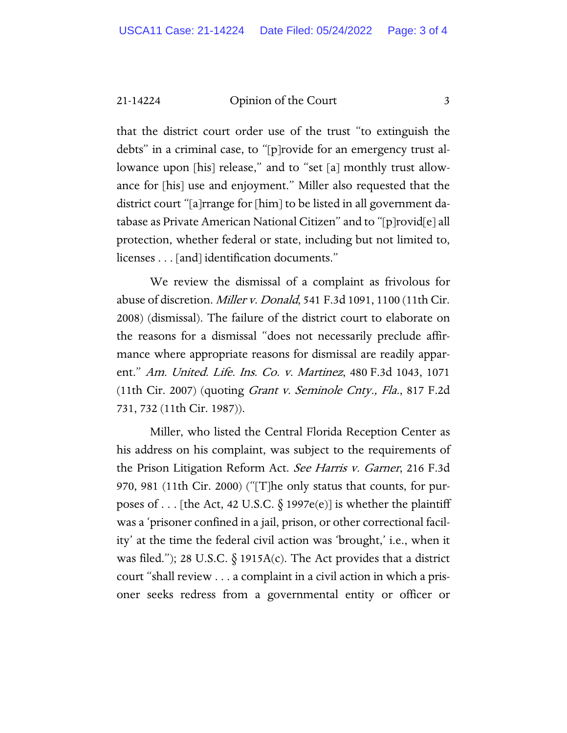that the district court order use of the trust "to extinguish the debts" in a criminal case, to "[p]rovide for an emergency trust allowance upon [his] release," and to "set [a] monthly trust allowance for [his] use and enjoyment." Miller also requested that the district court "[a]rrange for [him] to be listed in all government database as Private American National Citizen" and to "[p]rovid[e] all protection, whether federal or state, including but not limited to, licenses . . . [and] identification documents."

We review the dismissal of a complaint as frivolous for abuse of discretion. *Miller v. Donald*, 541 F.3d 1091, 1100 (11th Cir. 2008) (dismissal). The failure of the district court to elaborate on the reasons for a dismissal "does not necessarily preclude affirmance where appropriate reasons for dismissal are readily apparent." *Am. United. Life. Ins. Co. v. Martinez*, 480 F.3d 1043, 1071 (11th Cir. 2007) (quoting *Grant v. Seminole Cnty., Fla.*, 817 F.2d 731, 732 (11th Cir. 1987)).

Miller, who listed the Central Florida Reception Center as his address on his complaint, was subject to the requirements of the Prison Litigation Reform Act. *See Harris v. Garner*, 216 F.3d 970, 981 (11th Cir. 2000) ("[T]he only status that counts, for purposes of . . . [the Act, 42 U.S.C. § 1997e(e)] is whether the plaintiff was a 'prisoner confined in a jail, prison, or other correctional facility' at the time the federal civil action was 'brought,' i.e., when it was filed."); 28 U.S.C. § 1915A(c). The Act provides that a district court "shall review . . . a complaint in a civil action in which a prisoner seeks redress from a governmental entity or officer or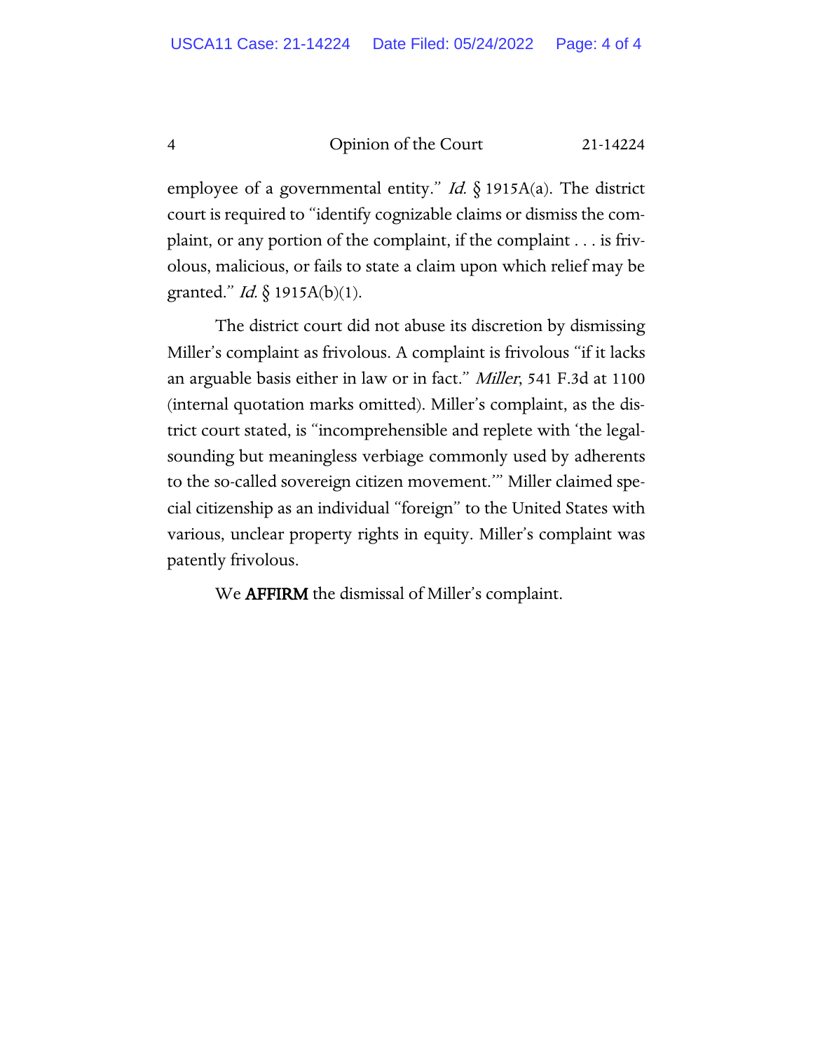employee of a governmental entity." *Id.* § 1915A(a). The district court is required to "identify cognizable claims or dismiss the complaint, or any portion of the complaint, if the complaint . . . is frivolous, malicious, or fails to state a claim upon which relief may be granted." *Id.* § 1915A(b)(1).

The district court did not abuse its discretion by dismissing Miller's complaint as frivolous. A complaint is frivolous "if it lacks an arguable basis either in law or in fact." *Miller*, 541 F.3d at 1100 (internal quotation marks omitted). Miller's complaint, as the district court stated, is "incomprehensible and replete with 'the legal-sounding but meaningless verbiage commonly used by adherents to the so-called sovereign citizen movement.'" Miller claimed special citizenship as an individual "foreign" to the United States with various, unclear property rights in equity. Miller's complaint was patently frivolous.

We **AFFIRM** the dismissal of Miller's complaint.